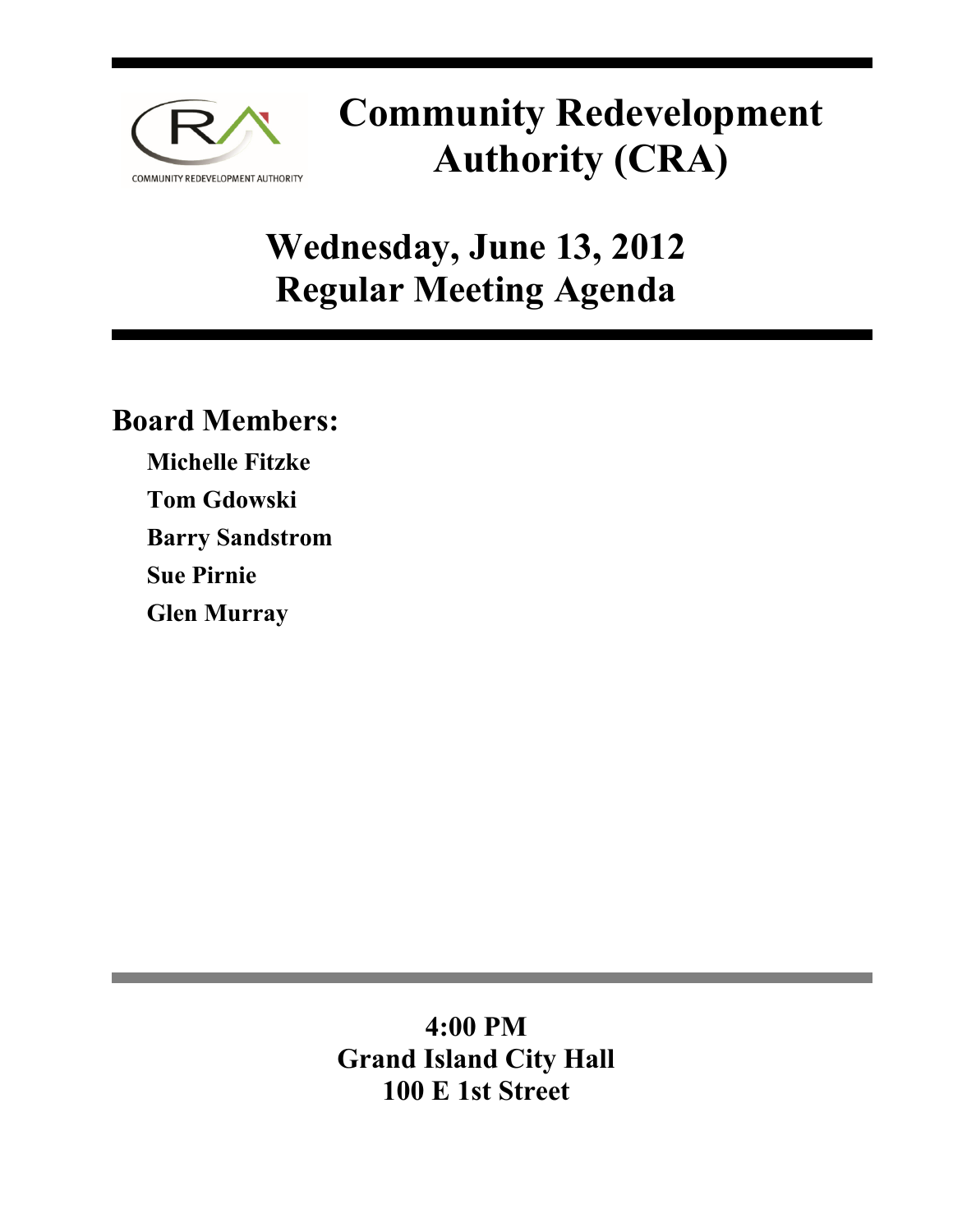# Community Redevelopment Authority (CRA)

## Wednesday, June 13, 2012
## Regular Meeting Agenda

### Board Members:

**Michelle Fitzke**

**Tom Gdowski**

**Barry Sandstrom**

**Sue Pirnie**

**Glen Murray**

**4:00 PM**
**Grand Island City Hall**
**100 E 1st Street**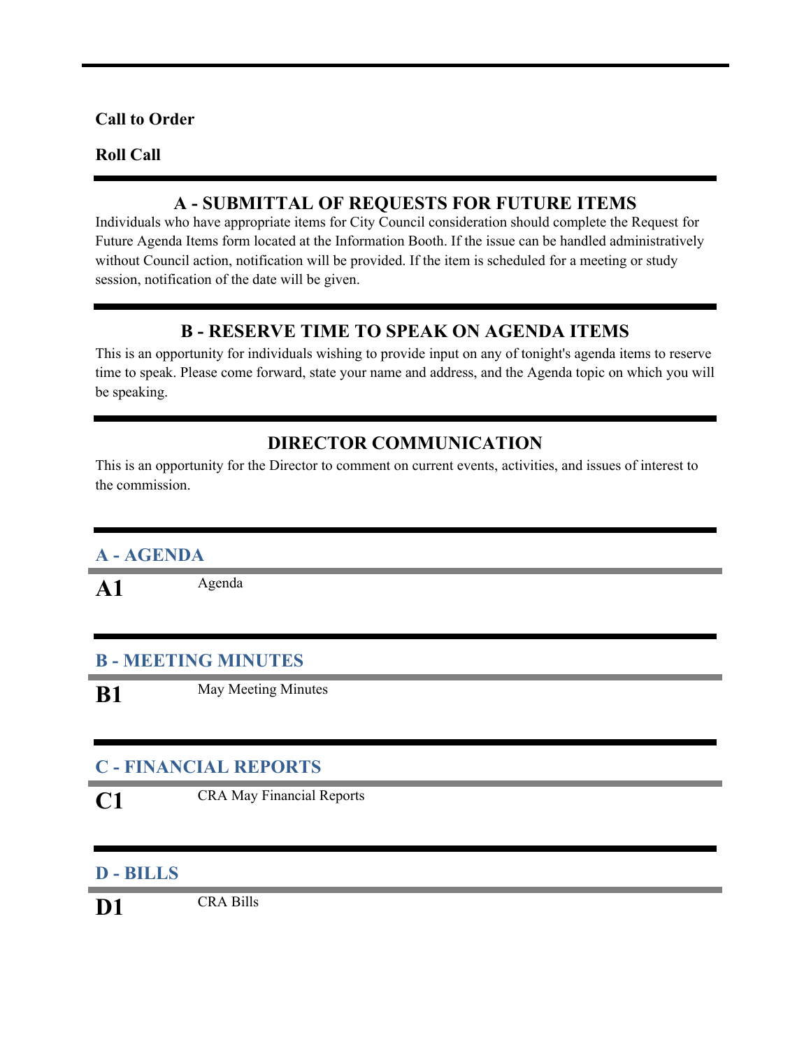**Call to Order**

**Roll Call**

## A - SUBMITTAL OF REQUESTS FOR FUTURE ITEMS

Individuals who have appropriate items for City Council consideration should complete the Request for Future Agenda Items form located at the Information Booth. If the issue can be handled administratively without Council action, notification will be provided. If the item is scheduled for a meeting or study session, notification of the date will be given.

## B - RESERVE TIME TO SPEAK ON AGENDA ITEMS

This is an opportunity for individuals wishing to provide input on any of tonight's agenda items to reserve time to speak. Please come forward, state your name and address, and the Agenda topic on which you will be speaking.

## DIRECTOR COMMUNICATION

This is an opportunity for the Director to comment on current events, activities, and issues of interest to the commission.

### A - AGENDA

**A1** Agenda

### B - MEETING MINUTES

**B1** May Meeting Minutes

### C - FINANCIAL REPORTS

**C1** CRA May Financial Reports

### D - BILLS

**D1** CRA Bills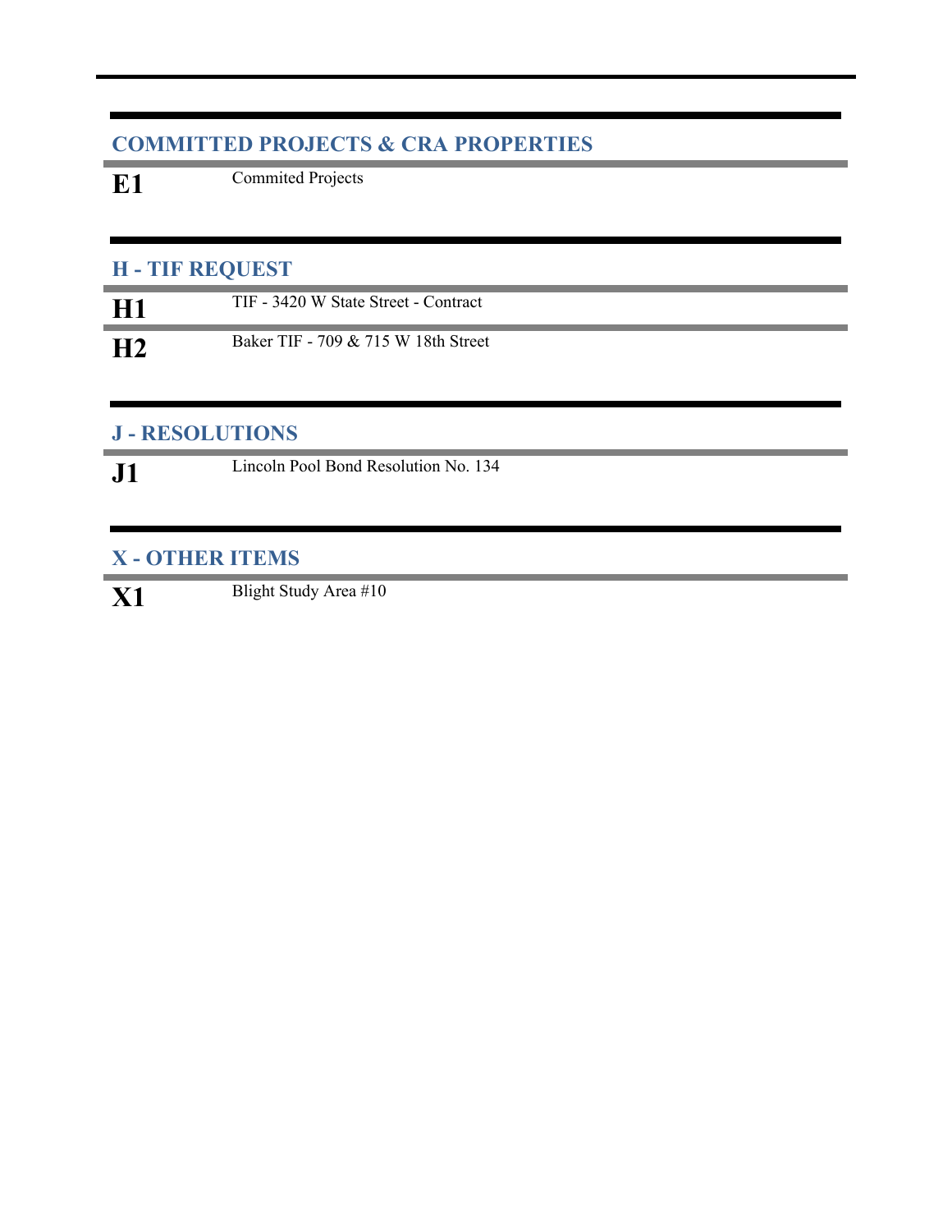## COMMITTED PROJECTS & CRA PROPERTIES

**E1** Commited Projects

## H - TIF REQUEST

**H1** TIF - 3420 W State Street - Contract

**H2** Baker TIF - 709 & 715 W 18th Street

## J - RESOLUTIONS

**J1** Lincoln Pool Bond Resolution No. 134

## X - OTHER ITEMS

**X1** Blight Study Area #10